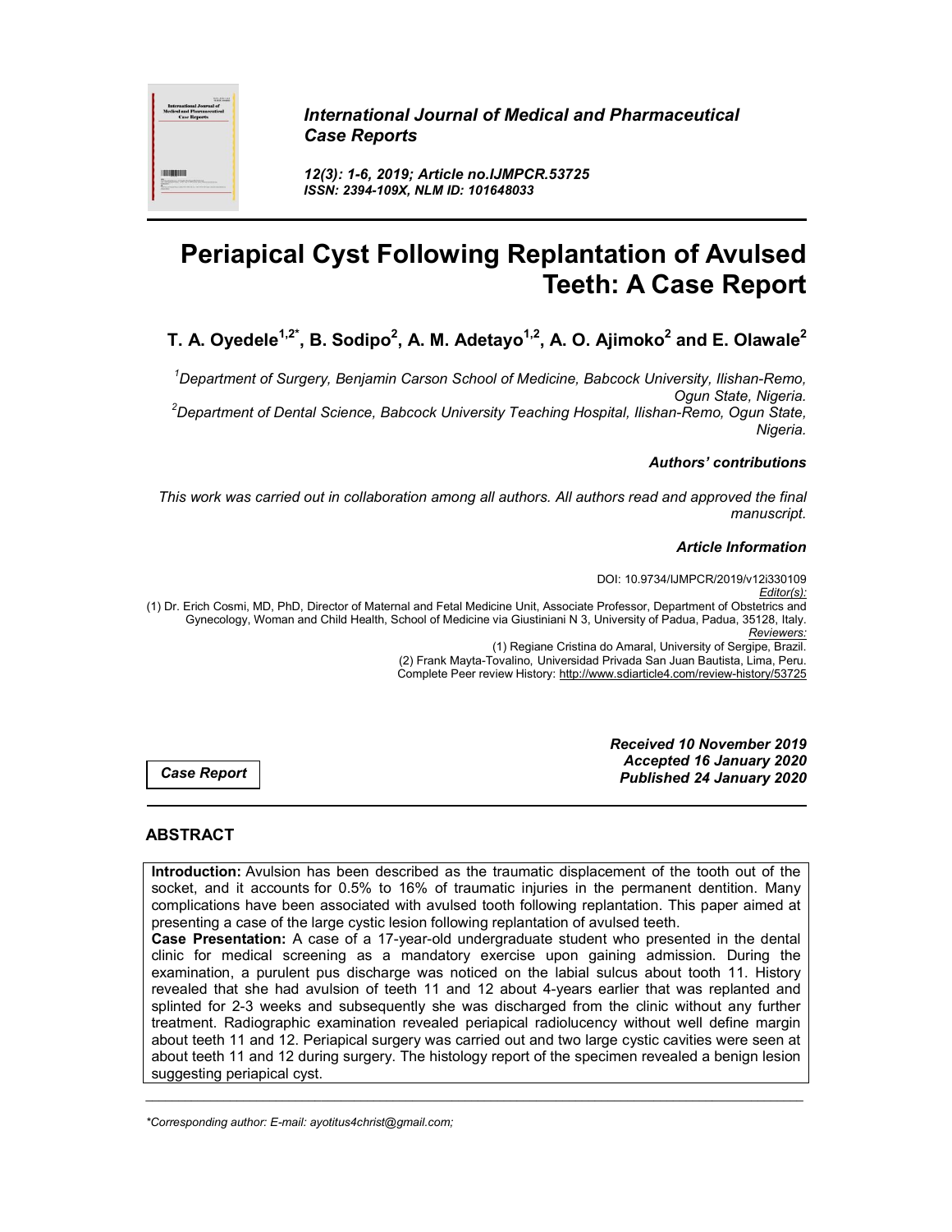*International Journal of Medical and Pharmaceutical Case Reports*

*12(3): 1-6, 2019; Article no.IJMPCR.53725*
*ISSN: 2394-109X, NLM ID: 101648033*

# Periapical Cyst Following Replantation of Avulsed Teeth: A Case Report

**T. A. Oyedele[1,2*], B. Sodipo[2], A. M. Adetayo[1,2], A. O. Ajimoko[2] and E. Olawale[2]**

[1]*Department of Surgery, Benjamin Carson School of Medicine, Babcock University, Ilishan-Remo, Ogun State, Nigeria.*
[2]*Department of Dental Science, Babcock University Teaching Hospital, Ilishan-Remo, Ogun State, Nigeria.*

***Authors' contributions***

*This work was carried out in collaboration among all authors. All authors read and approved the final manuscript.*

***Article Information***

DOI: 10.9734/IJMPCR/2019/v12i330109
*Editor(s):*
(1) Dr. Erich Cosmi, MD, PhD, Director of Maternal and Fetal Medicine Unit, Associate Professor, Department of Obstetrics and Gynecology, Woman and Child Health, School of Medicine via Giustiniani N 3, University of Padua, Padua, 35128, Italy.
*Reviewers:*
(1) Regiane Cristina do Amaral, University of Sergipe, Brazil.
(2) Frank Mayta-Tovalino, Universidad Privada San Juan Bautista, Lima, Peru.
Complete Peer review History: http://www.sdiarticle4.com/review-history/53725

***Case Report***

***Received 10 November 2019***
***Accepted 16 January 2020***
***Published 24 January 2020***

## ABSTRACT

**Introduction:** Avulsion has been described as the traumatic displacement of the tooth out of the socket, and it accounts for 0.5% to 16% of traumatic injuries in the permanent dentition. Many complications have been associated with avulsed tooth following replantation. This paper aimed at presenting a case of the large cystic lesion following replantation of avulsed teeth.

**Case Presentation:** A case of a 17-year-old undergraduate student who presented in the dental clinic for medical screening as a mandatory exercise upon gaining admission. During the examination, a purulent pus discharge was noticed on the labial sulcus about tooth 11. History revealed that she had avulsion of teeth 11 and 12 about 4-years earlier that was replanted and splinted for 2-3 weeks and subsequently she was discharged from the clinic without any further treatment. Radiographic examination revealed periapical radiolucency without well define margin about teeth 11 and 12. Periapical surgery was carried out and two large cystic cavities were seen at about teeth 11 and 12 during surgery. The histology report of the specimen revealed a benign lesion suggesting periapical cyst.

*\*Corresponding author: E-mail: ayotitus4christ@gmail.com;*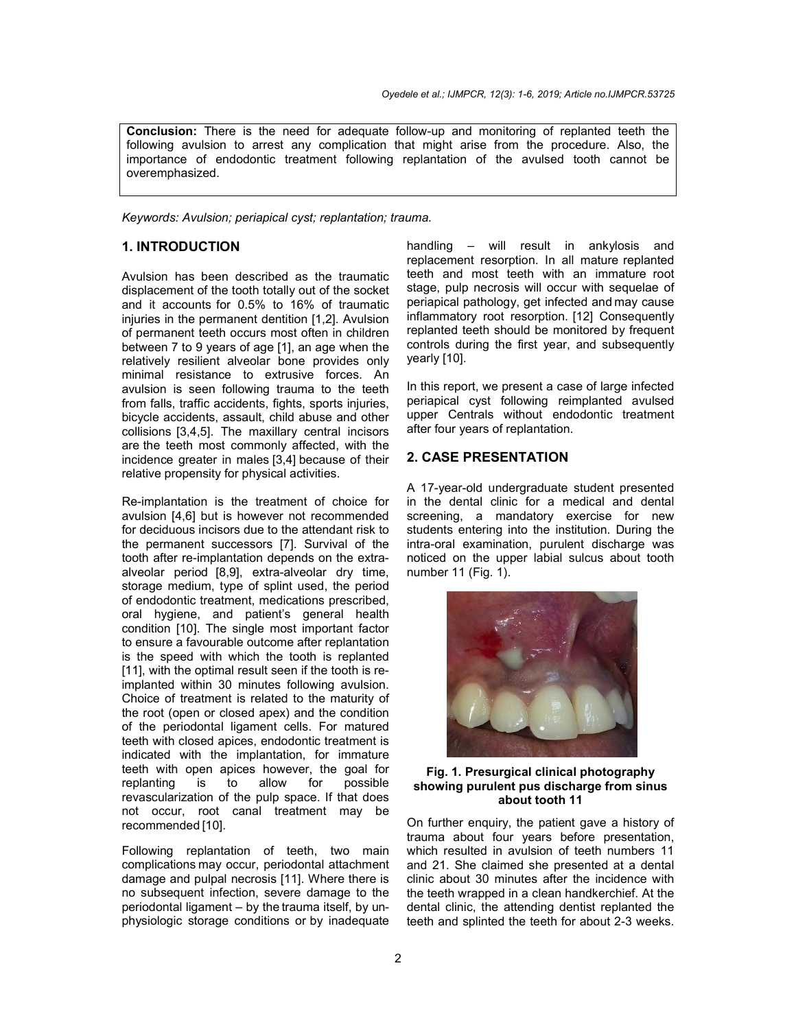**Conclusion:** There is the need for adequate follow-up and monitoring of replanted teeth the following avulsion to arrest any complication that might arise from the procedure. Also, the importance of endodontic treatment following replantation of the avulsed tooth cannot be overemphasized.

*Keywords: Avulsion; periapical cyst; replantation; trauma.*

## 1. INTRODUCTION

Avulsion has been described as the traumatic displacement of the tooth totally out of the socket and it accounts for 0.5% to 16% of traumatic injuries in the permanent dentition [1,2]. Avulsion of permanent teeth occurs most often in children between 7 to 9 years of age [1], an age when the relatively resilient alveolar bone provides only minimal resistance to extrusive forces. An avulsion is seen following trauma to the teeth from falls, traffic accidents, fights, sports injuries, bicycle accidents, assault, child abuse and other collisions [3,4,5]. The maxillary central incisors are the teeth most commonly affected, with the incidence greater in males [3,4] because of their relative propensity for physical activities.

Re-implantation is the treatment of choice for avulsion [4,6] but is however not recommended for deciduous incisors due to the attendant risk to the permanent successors [7]. Survival of the tooth after re-implantation depends on the extra-alveolar period [8,9], extra-alveolar dry time, storage medium, type of splint used, the period of endodontic treatment, medications prescribed, oral hygiene, and patient's general health condition [10]. The single most important factor to ensure a favourable outcome after replantation is the speed with which the tooth is replanted [11], with the optimal result seen if the tooth is re-implanted within 30 minutes following avulsion. Choice of treatment is related to the maturity of the root (open or closed apex) and the condition of the periodontal ligament cells. For matured teeth with closed apices, endodontic treatment is indicated with the implantation, for immature teeth with open apices however, the goal for replanting is to allow for possible revascularization of the pulp space. If that does not occur, root canal treatment may be recommended [10].

Following replantation of teeth, two main complications may occur, periodontal attachment damage and pulpal necrosis [11]. Where there is no subsequent infection, severe damage to the periodontal ligament – by the trauma itself, by un-physiologic storage conditions or by inadequate handling – will result in ankylosis and replacement resorption. In all mature replanted teeth and most teeth with an immature root stage, pulp necrosis will occur with sequelae of periapical pathology, get infected and may cause inflammatory root resorption. [12] Consequently replanted teeth should be monitored by frequent controls during the first year, and subsequently yearly [10].

In this report, we present a case of large infected periapical cyst following reimplanted avulsed upper Centrals without endodontic treatment after four years of replantation.

## 2. CASE PRESENTATION

A 17-year-old undergraduate student presented in the dental clinic for a medical and dental screening, a mandatory exercise for new students entering into the institution. During the intra-oral examination, purulent discharge was noticed on the upper labial sulcus about tooth number 11 (Fig. 1).

**Fig. 1. Presurgical clinical photography showing purulent pus discharge from sinus about tooth 11**

On further enquiry, the patient gave a history of trauma about four years before presentation, which resulted in avulsion of teeth numbers 11 and 21. She claimed she presented at a dental clinic about 30 minutes after the incidence with the teeth wrapped in a clean handkerchief. At the dental clinic, the attending dentist replanted the teeth and splinted the teeth for about 2-3 weeks.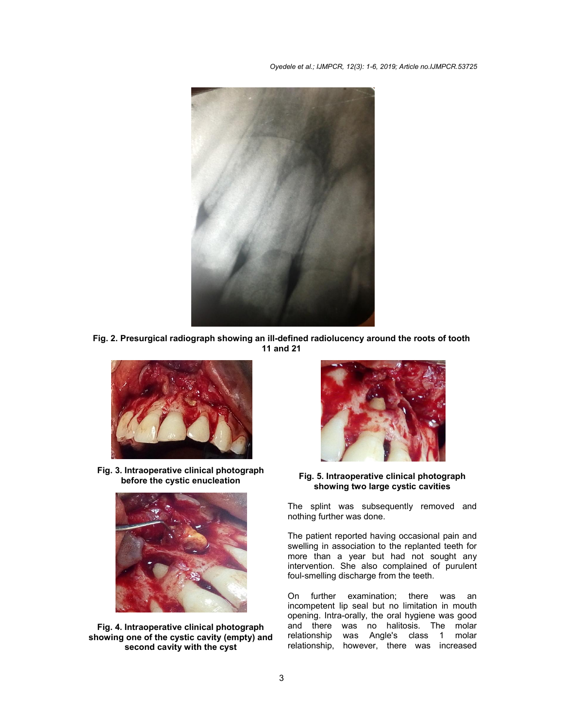Fig. 2. Presurgical radiograph showing an ill-defined radiolucency around the roots of tooth 11 and 21

Fig. 3. Intraoperative clinical photograph before the cystic enucleation

Fig. 4. Intraoperative clinical photograph showing one of the cystic cavity (empty) and second cavity with the cyst

Fig. 5. Intraoperative clinical photograph showing two large cystic cavities

The splint was subsequently removed and nothing further was done.

The patient reported having occasional pain and swelling in association to the replanted teeth for more than a year but had not sought any intervention. She also complained of purulent foul-smelling discharge from the teeth.

On further examination; there was an incompetent lip seal but no limitation in mouth opening. Intra-orally, the oral hygiene was good and there was no halitosis. The molar relationship was Angle's class 1 molar relationship, however, there was increased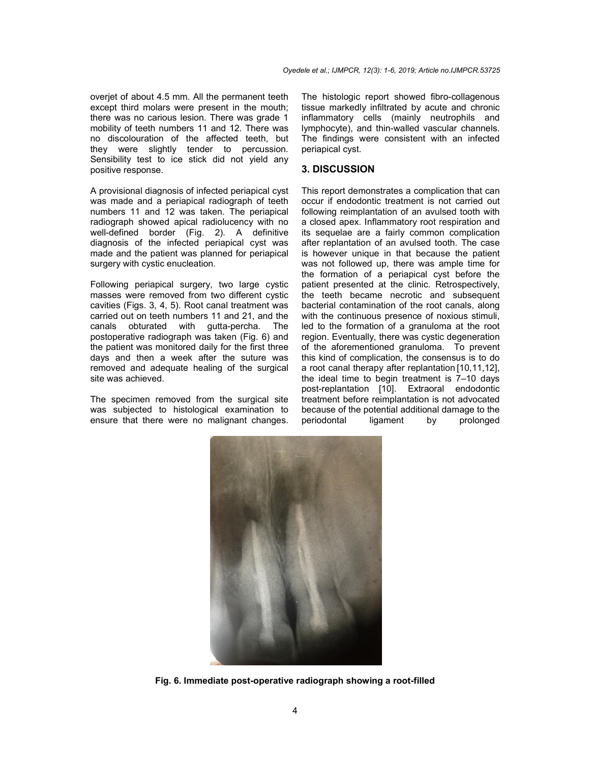overjet of about 4.5 mm. All the permanent teeth except third molars were present in the mouth; there was no carious lesion. There was grade 1 mobility of teeth numbers 11 and 12. There was no discolouration of the affected teeth, but they were slightly tender to percussion. Sensibility test to ice stick did not yield any positive response.

A provisional diagnosis of infected periapical cyst was made and a periapical radiograph of teeth numbers 11 and 12 was taken. The periapical radiograph showed apical radiolucency with no well-defined border (Fig. 2). A definitive diagnosis of the infected periapical cyst was made and the patient was planned for periapical surgery with cystic enucleation.

Following periapical surgery, two large cystic masses were removed from two different cystic cavities (Figs. 3, 4, 5). Root canal treatment was carried out on teeth numbers 11 and 21, and the canals obturated with gutta-percha. The postoperative radiograph was taken (Fig. 6) and the patient was monitored daily for the first three days and then a week after the suture was removed and adequate healing of the surgical site was achieved.

The specimen removed from the surgical site was subjected to histological examination to ensure that there were no malignant changes. The histologic report showed fibro-collagenous tissue markedly infiltrated by acute and chronic inflammatory cells (mainly neutrophils and lymphocyte), and thin-walled vascular channels. The findings were consistent with an infected periapical cyst.

## 3. DISCUSSION

This report demonstrates a complication that can occur if endodontic treatment is not carried out following reimplantation of an avulsed tooth with a closed apex. Inflammatory root respiration and its sequelae are a fairly common complication after replantation of an avulsed tooth. The case is however unique in that because the patient was not followed up, there was ample time for the formation of a periapical cyst before the patient presented at the clinic. Retrospectively, the teeth became necrotic and subsequent bacterial contamination of the root canals, along with the continuous presence of noxious stimuli, led to the formation of a granuloma at the root region. Eventually, there was cystic degeneration of the aforementioned granuloma. To prevent this kind of complication, the consensus is to do a root canal therapy after replantation [10,11,12], the ideal time to begin treatment is 7–10 days post-replantation [10]. Extraoral endodontic treatment before reimplantation is not advocated because of the potential additional damage to the periodontal ligament by prolonged

**Fig. 6. Immediate post-operative radiograph showing a root-filled**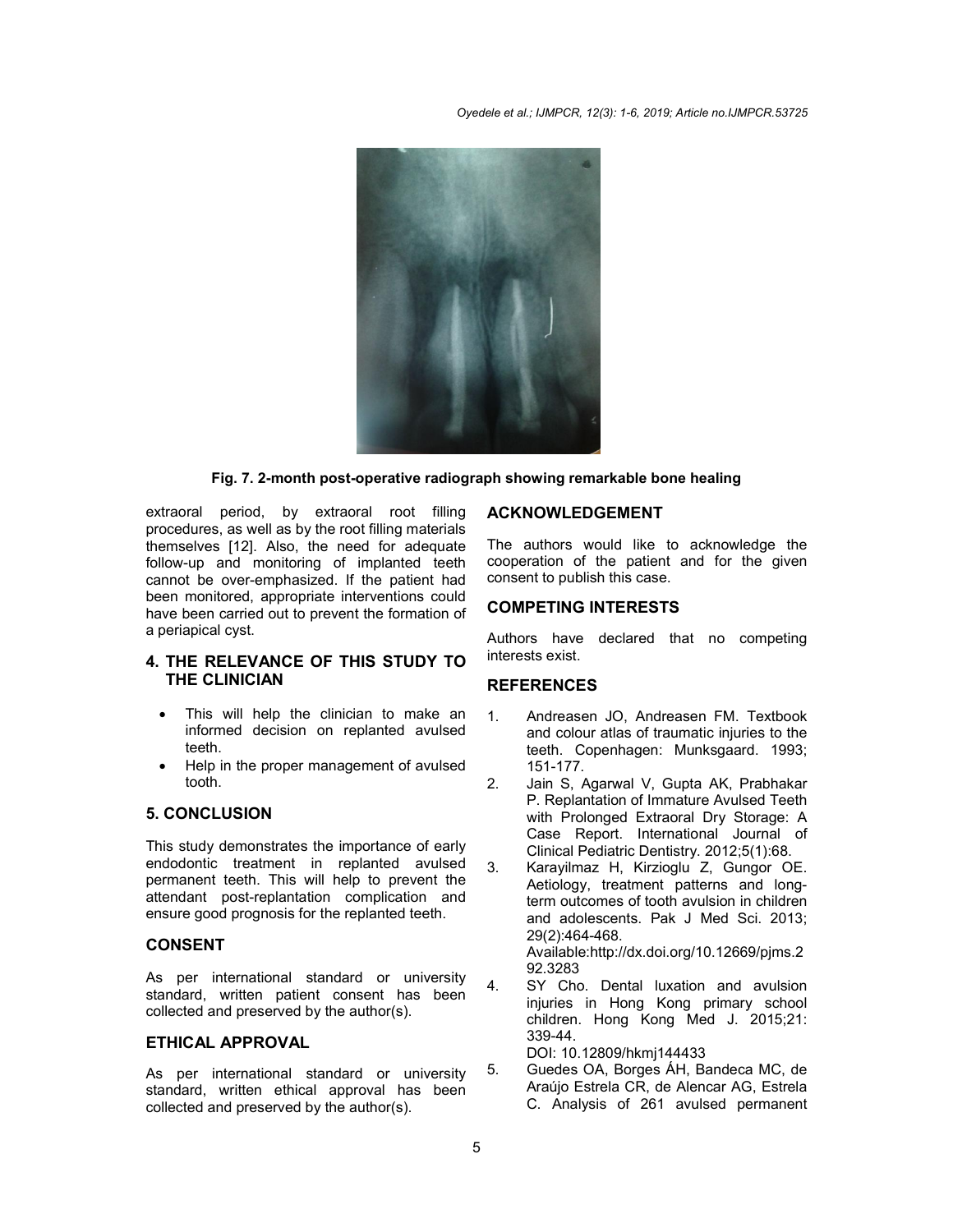Fig. 7. 2-month post-operative radiograph showing remarkable bone healing

extraoral period, by extraoral root filling procedures, as well as by the root filling materials themselves [12]. Also, the need for adequate follow-up and monitoring of implanted teeth cannot be over-emphasized. If the patient had been monitored, appropriate interventions could have been carried out to prevent the formation of a periapical cyst.

## 4. THE RELEVANCE OF THIS STUDY TO THE CLINICIAN

- This will help the clinician to make an informed decision on replanted avulsed teeth.
- Help in the proper management of avulsed tooth.

## 5. CONCLUSION

This study demonstrates the importance of early endodontic treatment in replanted avulsed permanent teeth. This will help to prevent the attendant post-replantation complication and ensure good prognosis for the replanted teeth.

## CONSENT

As per international standard or university standard, written patient consent has been collected and preserved by the author(s).

## ETHICAL APPROVAL

As per international standard or university standard, written ethical approval has been collected and preserved by the author(s).

## ACKNOWLEDGEMENT

The authors would like to acknowledge the cooperation of the patient and for the given consent to publish this case.

## COMPETING INTERESTS

Authors have declared that no competing interests exist.

## REFERENCES

1. Andreasen JO, Andreasen FM. Textbook and colour atlas of traumatic injuries to the teeth. Copenhagen: Munksgaard. 1993; 151-177.
2. Jain S, Agarwal V, Gupta AK, Prabhakar P. Replantation of Immature Avulsed Teeth with Prolonged Extraoral Dry Storage: A Case Report. International Journal of Clinical Pediatric Dentistry. 2012;5(1):68.
3. Karayilmaz H, Kirzioglu Z, Gungor OE. Aetiology, treatment patterns and long-term outcomes of tooth avulsion in children and adolescents. Pak J Med Sci. 2013; 29(2):464-468. Available:http://dx.doi.org/10.12669/pjms.292.3283
4. SY Cho. Dental luxation and avulsion injuries in Hong Kong primary school children. Hong Kong Med J. 2015;21: 339-44. DOI: 10.12809/hkmj144433
5. Guedes OA, Borges ÁH, Bandeca MC, de Araújo Estrela CR, de Alencar AG, Estrela C. Analysis of 261 avulsed permanent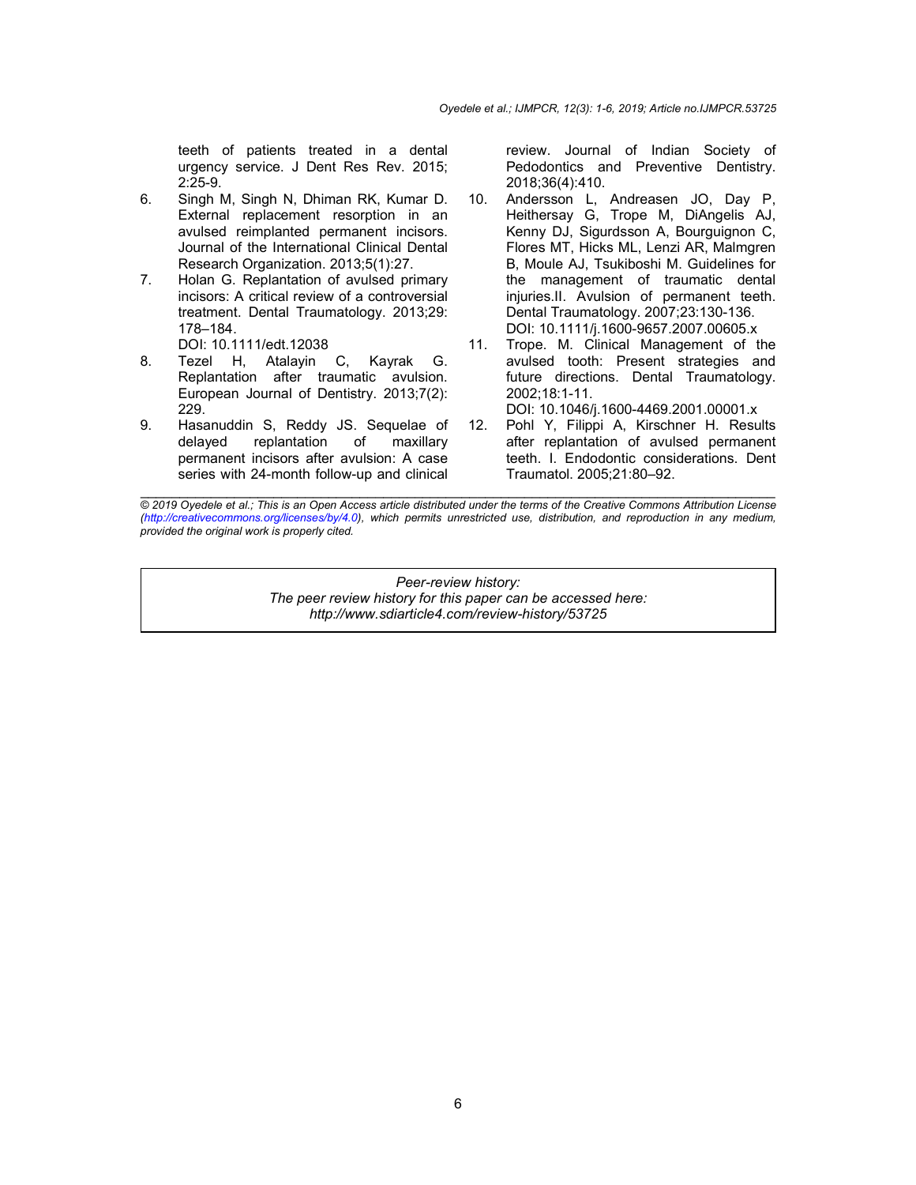teeth of patients treated in a dental urgency service. J Dent Res Rev. 2015; 2:25-9.

6. Singh M, Singh N, Dhiman RK, Kumar D. External replacement resorption in an avulsed reimplanted permanent incisors. Journal of the International Clinical Dental Research Organization. 2013;5(1):27.
7. Holan G. Replantation of avulsed primary incisors: A critical review of a controversial treatment. Dental Traumatology. 2013;29: 178–184.
   DOI: 10.1111/edt.12038
8. Tezel H, Atalayin C, Kayrak G. Replantation after traumatic avulsion. European Journal of Dentistry. 2013;7(2): 229.
9. Hasanuddin S, Reddy JS. Sequelae of delayed replantation of maxillary permanent incisors after avulsion: A case series with 24-month follow-up and clinical review. Journal of Indian Society of Pedodontics and Preventive Dentistry. 2018;36(4):410.
10. Andersson L, Andreasen JO, Day P, Heithersay G, Trope M, DiAngelis AJ, Kenny DJ, Sigurdsson A, Bourguignon C, Flores MT, Hicks ML, Lenzi AR, Malmgren B, Moule AJ, Tsukiboshi M. Guidelines for the management of traumatic dental injuries.II. Avulsion of permanent teeth. Dental Traumatology. 2007;23:130-136.
    DOI: 10.1111/j.1600-9657.2007.00605.x
11. Trope. M. Clinical Management of the avulsed tooth: Present strategies and future directions. Dental Traumatology. 2002;18:1-11.
    DOI: 10.1046/j.1600-4469.2001.00001.x
12. Pohl Y, Filippi A, Kirschner H. Results after replantation of avulsed permanent teeth. I. Endodontic considerations. Dent Traumatol. 2005;21:80–92.

---

*© 2019 Oyedele et al.; This is an Open Access article distributed under the terms of the Creative Commons Attribution License (http://creativecommons.org/licenses/by/4.0), which permits unrestricted use, distribution, and reproduction in any medium, provided the original work is properly cited.*

*Peer-review history:*
*The peer review history for this paper can be accessed here:*
*http://www.sdiarticle4.com/review-history/53725*